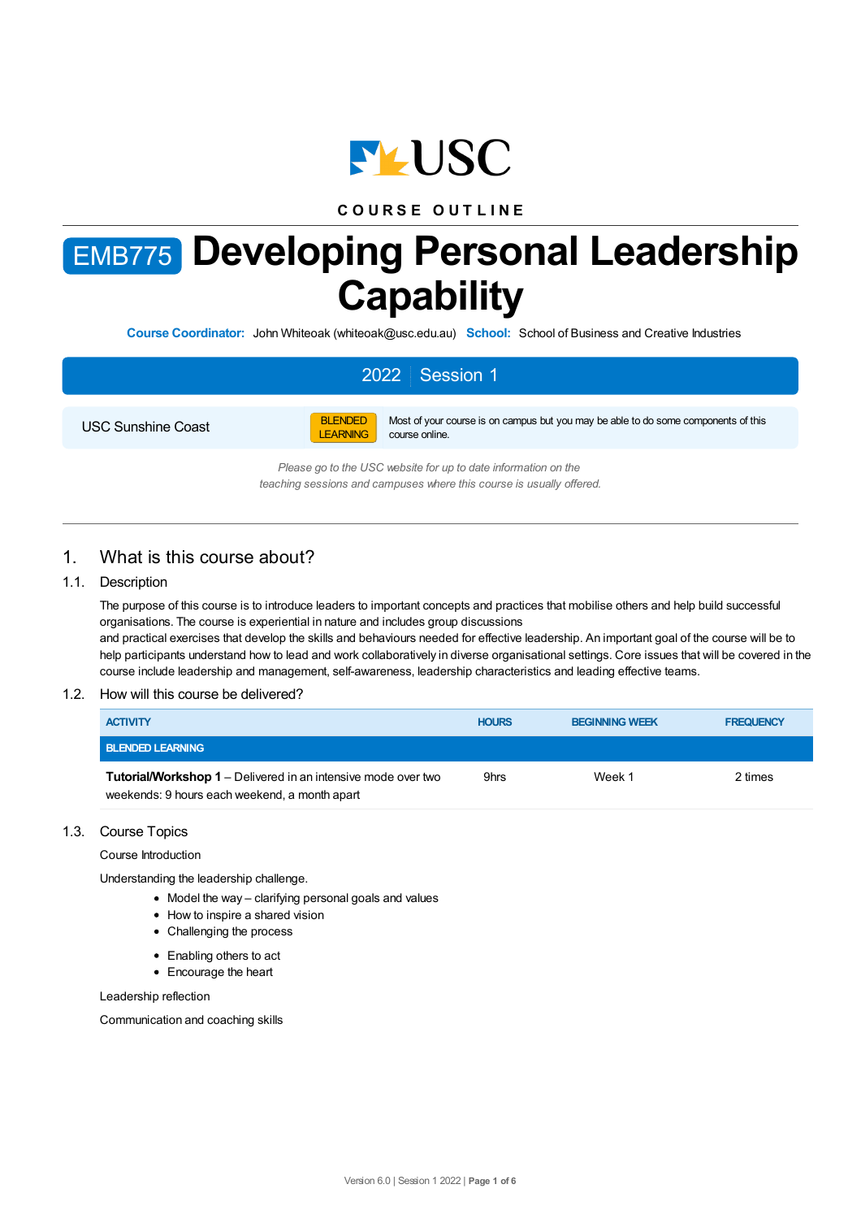USC

**COURSE OUTLINE**

# EMB775 Developing Personal Leadership Capability

**Course Coordinator:** John Whiteoak (whiteoak@usc.edu.au) **School:** School of Business and Creative Industries

**2022 | Session 1**

USC Sunshine Coast — BLENDED LEARNING — Most of your course is on campus but you may be able to do some components of this course online.

*Please go to the USC website for up to date information on the teaching sessions and campuses where this course is usually offered.*

## 1. What is this course about?

### 1.1. Description

The purpose of this course is to introduce leaders to important concepts and practices that mobilise others and help build successful organisations. The course is experiential in nature and includes group discussions
and practical exercises that develop the skills and behaviours needed for effective leadership. An important goal of the course will be to help participants understand how to lead and work collaboratively in diverse organisational settings. Core issues that will be covered in the course include leadership and management, self-awareness, leadership characteristics and leading effective teams.

### 1.2. How will this course be delivered?

| ACTIVITY | HOURS | BEGINNING WEEK | FREQUENCY |
|---|---|---|---|
| **BLENDED LEARNING** | | | |
| **Tutorial/Workshop 1** – Delivered in an intensive mode over two weekends: 9 hours each weekend, a month apart | 9hrs | Week 1 | 2 times |

### 1.3. Course Topics

Course Introduction

Understanding the leadership challenge.

- Model the way – clarifying personal goals and values
- How to inspire a shared vision
- Challenging the process
- Enabling others to act
- Encourage the heart

Leadership reflection

Communication and coaching skills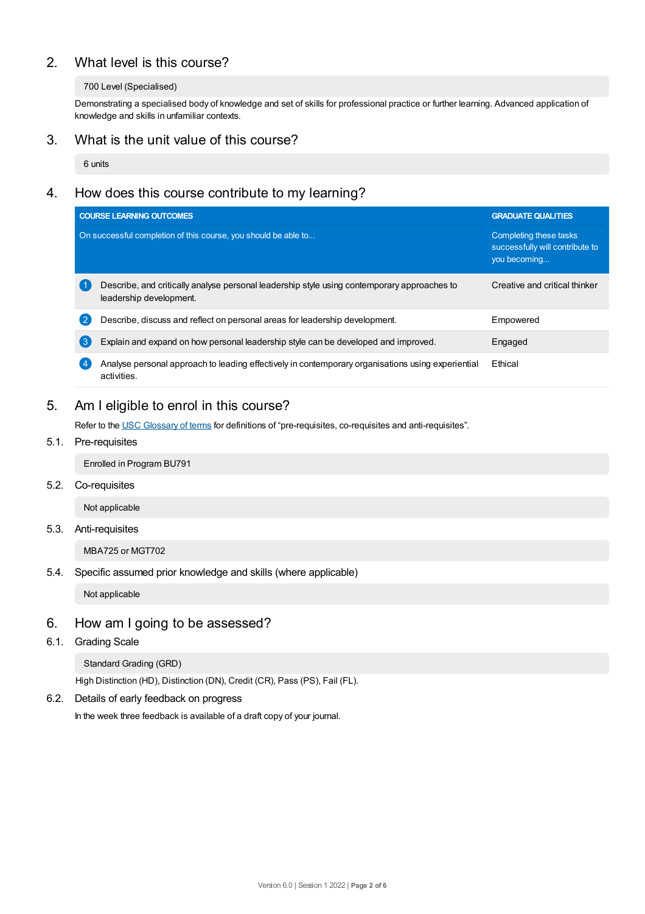## 2. What level is this course?

700 Level (Specialised)

Demonstrating a specialised body of knowledge and set of skills for professional practice or further learning. Advanced application of knowledge and skills in unfamiliar contexts.

## 3. What is the unit value of this course?

6 units

## 4. How does this course contribute to my learning?

| COURSE LEARNING OUTCOMES<br>On successful completion of this course, you should be able to... | GRADUATE QUALITIES<br>Completing these tasks successfully will contribute to you becoming... |
|---|---|
| 1 Describe, and critically analyse personal leadership style using contemporary approaches to leadership development. | Creative and critical thinker |
| 2 Describe, discuss and reflect on personal areas for leadership development. | Empowered |
| 3 Explain and expand on how personal leadership style can be developed and improved. | Engaged |
| 4 Analyse personal approach to leading effectively in contemporary organisations using experiential activities. | Ethical |

## 5. Am I eligible to enrol in this course?

Refer to the USC Glossary of terms for definitions of “pre-requisites, co-requisites and anti-requisites”.

### 5.1. Pre-requisites

Enrolled in Program BU791

### 5.2. Co-requisites

Not applicable

### 5.3. Anti-requisites

MBA725 or MGT702

### 5.4. Specific assumed prior knowledge and skills (where applicable)

Not applicable

## 6. How am I going to be assessed?

### 6.1. Grading Scale

Standard Grading (GRD)

High Distinction (HD), Distinction (DN), Credit (CR), Pass (PS), Fail (FL).

### 6.2. Details of early feedback on progress

In the week three feedback is available of a draft copy of your journal.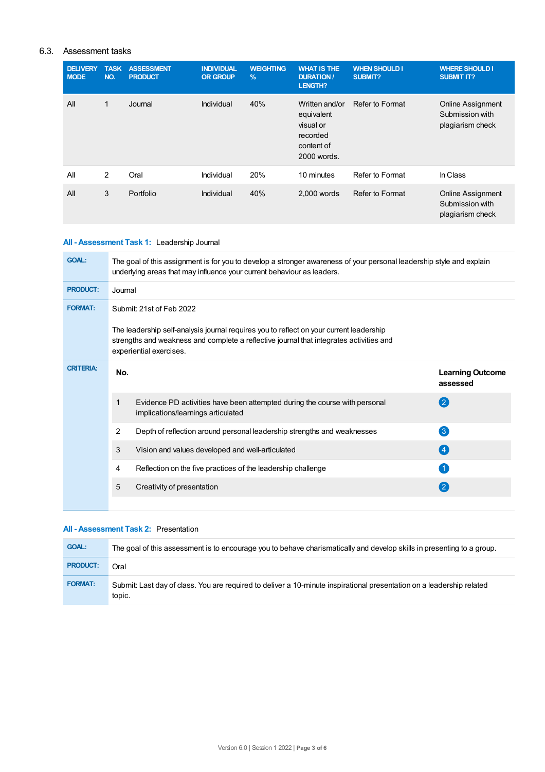## 6.3. Assessment tasks

| DELIVERY MODE | TASK NO. | ASSESSMENT PRODUCT | INDIVIDUAL OR GROUP | WEIGHTING % | WHAT IS THE DURATION / LENGTH? | WHEN SHOULD I SUBMIT? | WHERE SHOULD I SUBMIT IT? |
|---|---|---|---|---|---|---|---|
| All | 1 | Journal | Individual | 40% | Written and/or equivalent visual or recorded content of 2000 words. | Refer to Format | Online Assignment Submission with plagiarism check |
| All | 2 | Oral | Individual | 20% | 10 minutes | Refer to Format | In Class |
| All | 3 | Portfolio | Individual | 40% | 2,000 words | Refer to Format | Online Assignment Submission with plagiarism check |

### All - Assessment Task 1: Leadership Journal

**GOAL:** The goal of this assignment is for you to develop a stronger awareness of your personal leadership style and explain underlying areas that may influence your current behaviour as leaders.

**PRODUCT:** Journal

**FORMAT:** Submit: 21st of Feb 2022

The leadership self-analysis journal requires you to reflect on your current leadership strengths and weakness and complete a reflective journal that integrates activities and experiential exercises.

**CRITERIA:**

| No. | | Learning Outcome assessed |
|---|---|---|
| 1 | Evidence PD activities have been attempted during the course with personal implications/learnings articulated | 2 |
| 2 | Depth of reflection around personal leadership strengths and weaknesses | 3 |
| 3 | Vision and values developed and well-articulated | 4 |
| 4 | Reflection on the five practices of the leadership challenge | 1 |
| 5 | Creativity of presentation | 2 |

### All - Assessment Task 2: Presentation

**GOAL:** The goal of this assessment is to encourage you to behave charismatically and develop skills in presenting to a group.

**PRODUCT:** Oral

**FORMAT:** Submit: Last day of class. You are required to deliver a 10-minute inspirational presentation on a leadership related topic.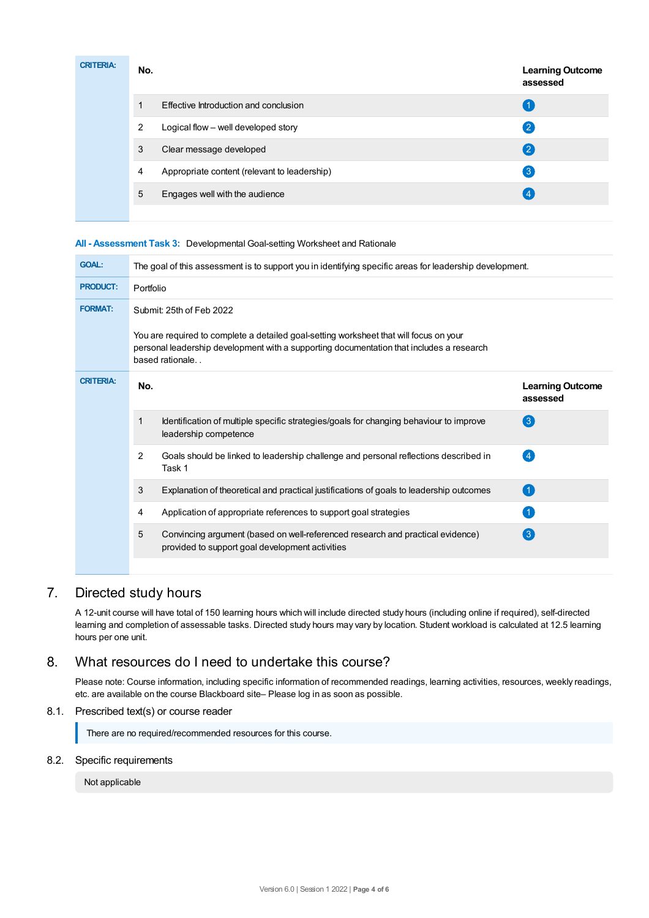**CRITERIA:**

| No. | | Learning Outcome assessed |
|---|---|---|
| 1 | Effective Introduction and conclusion | 1 |
| 2 | Logical flow – well developed story | 2 |
| 3 | Clear message developed | 2 |
| 4 | Appropriate content (relevant to leadership) | 3 |
| 5 | Engages well with the audience | 4 |

**All - Assessment Task 3:** Developmental Goal-setting Worksheet and Rationale

**GOAL:** The goal of this assessment is to support you in identifying specific areas for leadership development.

**PRODUCT:** Portfolio

**FORMAT:** Submit: 25th of Feb 2022

You are required to complete a detailed goal-setting worksheet that will focus on your personal leadership development with a supporting documentation that includes a research based rationale. .

**CRITERIA:**

| No. | | Learning Outcome assessed |
|---|---|---|
| 1 | Identification of multiple specific strategies/goals for changing behaviour to improve leadership competence | 3 |
| 2 | Goals should be linked to leadership challenge and personal reflections described in Task 1 | 4 |
| 3 | Explanation of theoretical and practical justifications of goals to leadership outcomes | 1 |
| 4 | Application of appropriate references to support goal strategies | 1 |
| 5 | Convincing argument (based on well-referenced research and practical evidence) provided to support goal development activities | 3 |

## 7. Directed study hours

A 12-unit course will have total of 150 learning hours which will include directed study hours (including online if required), self-directed learning and completion of assessable tasks. Directed study hours may vary by location. Student workload is calculated at 12.5 learning hours per one unit.

## 8. What resources do I need to undertake this course?

Please note: Course information, including specific information of recommended readings, learning activities, resources, weekly readings, etc. are available on the course Blackboard site– Please log in as soon as possible.

### 8.1. Prescribed text(s) or course reader

There are no required/recommended resources for this course.

### 8.2. Specific requirements

Not applicable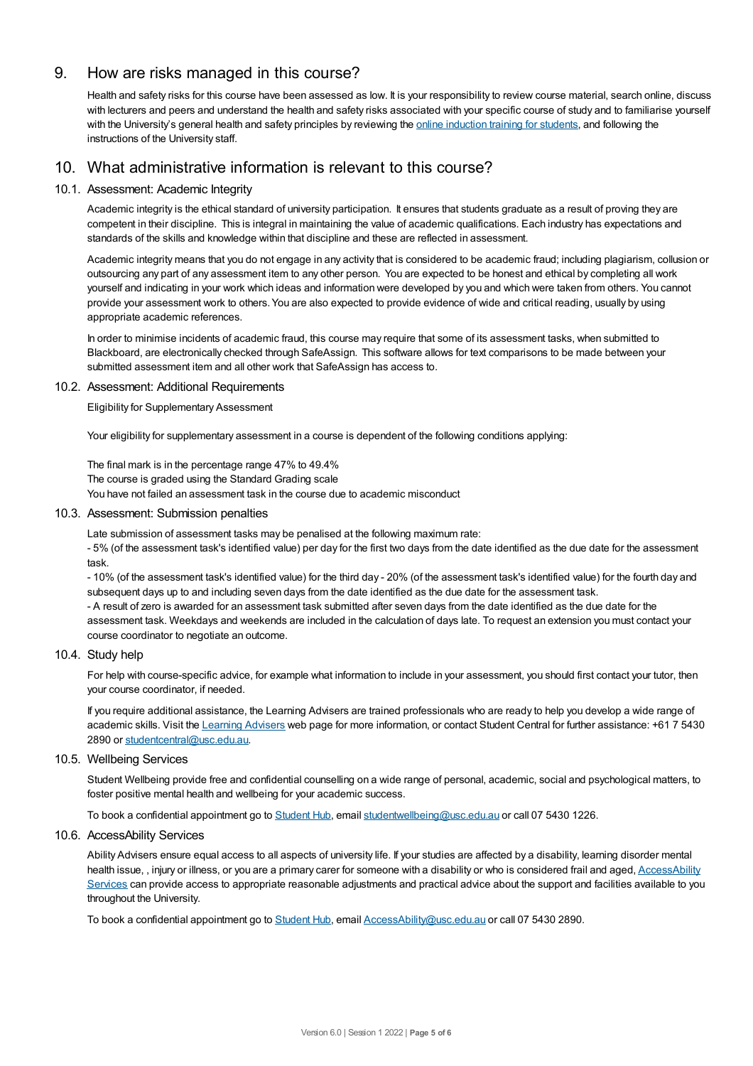## 9. How are risks managed in this course?

Health and safety risks for this course have been assessed as low. It is your responsibility to review course material, search online, discuss with lecturers and peers and understand the health and safety risks associated with your specific course of study and to familiarise yourself with the University's general health and safety principles by reviewing the online induction training for students, and following the instructions of the University staff.

## 10. What administrative information is relevant to this course?

### 10.1. Assessment: Academic Integrity

Academic integrity is the ethical standard of university participation. It ensures that students graduate as a result of proving they are competent in their discipline. This is integral in maintaining the value of academic qualifications. Each industry has expectations and standards of the skills and knowledge within that discipline and these are reflected in assessment.

Academic integrity means that you do not engage in any activity that is considered to be academic fraud; including plagiarism, collusion or outsourcing any part of any assessment item to any other person. You are expected to be honest and ethical by completing all work yourself and indicating in your work which ideas and information were developed by you and which were taken from others. You cannot provide your assessment work to others. You are also expected to provide evidence of wide and critical reading, usually by using appropriate academic references.

In order to minimise incidents of academic fraud, this course may require that some of its assessment tasks, when submitted to Blackboard, are electronically checked through SafeAssign. This software allows for text comparisons to be made between your submitted assessment item and all other work that SafeAssign has access to.

### 10.2. Assessment: Additional Requirements

Eligibility for Supplementary Assessment

Your eligibility for supplementary assessment in a course is dependent of the following conditions applying:

The final mark is in the percentage range 47% to 49.4%
The course is graded using the Standard Grading scale
You have not failed an assessment task in the course due to academic misconduct

### 10.3. Assessment: Submission penalties

Late submission of assessment tasks may be penalised at the following maximum rate:
- 5% (of the assessment task's identified value) per day for the first two days from the date identified as the due date for the assessment task.
- 10% (of the assessment task's identified value) for the third day - 20% (of the assessment task's identified value) for the fourth day and subsequent days up to and including seven days from the date identified as the due date for the assessment task.
- A result of zero is awarded for an assessment task submitted after seven days from the date identified as the due date for the assessment task. Weekdays and weekends are included in the calculation of days late. To request an extension you must contact your course coordinator to negotiate an outcome.

### 10.4. Study help

For help with course-specific advice, for example what information to include in your assessment, you should first contact your tutor, then your course coordinator, if needed.

If you require additional assistance, the Learning Advisers are trained professionals who are ready to help you develop a wide range of academic skills. Visit the Learning Advisers web page for more information, or contact Student Central for further assistance: +61 7 5430 2890 or studentcentral@usc.edu.au.

### 10.5. Wellbeing Services

Student Wellbeing provide free and confidential counselling on a wide range of personal, academic, social and psychological matters, to foster positive mental health and wellbeing for your academic success.

To book a confidential appointment go to Student Hub, email studentwellbeing@usc.edu.au or call 07 5430 1226.

### 10.6. AccessAbility Services

Ability Advisers ensure equal access to all aspects of university life. If your studies are affected by a disability, learning disorder mental health issue, , injury or illness, or you are a primary carer for someone with a disability or who is considered frail and aged, AccessAbility Services can provide access to appropriate reasonable adjustments and practical advice about the support and facilities available to you throughout the University.

To book a confidential appointment go to Student Hub, email AccessAbility@usc.edu.au or call 07 5430 2890.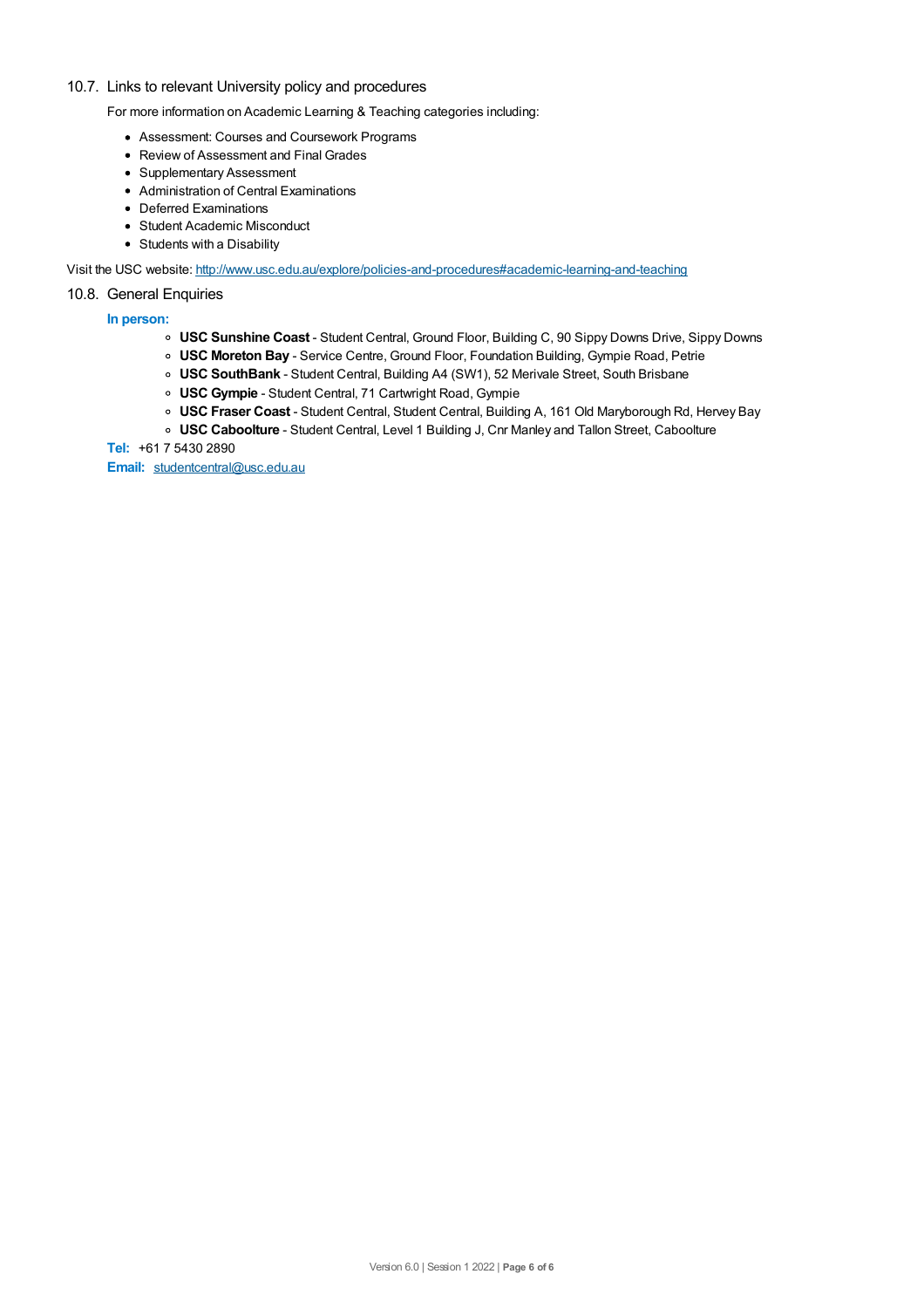### 10.7. Links to relevant University policy and procedures

For more information on Academic Learning & Teaching categories including:

- Assessment: Courses and Coursework Programs
- Review of Assessment and Final Grades
- Supplementary Assessment
- Administration of Central Examinations
- Deferred Examinations
- Student Academic Misconduct
- Students with a Disability

Visit the USC website: [http://www.usc.edu.au/explore/policies-and-procedures#academic-learning-and-teaching](http://www.usc.edu.au/explore/policies-and-procedures#academic-learning-and-teaching)

### 10.8. General Enquiries

**In person:**

- **USC Sunshine Coast** - Student Central, Ground Floor, Building C, 90 Sippy Downs Drive, Sippy Downs
- **USC Moreton Bay** - Service Centre, Ground Floor, Foundation Building, Gympie Road, Petrie
- **USC SouthBank** - Student Central, Building A4 (SW1), 52 Merivale Street, South Brisbane
- **USC Gympie** - Student Central, 71 Cartwright Road, Gympie
- **USC Fraser Coast** - Student Central, Student Central, Building A, 161 Old Maryborough Rd, Hervey Bay
- **USC Caboolture** - Student Central, Level 1 Building J, Cnr Manley and Tallon Street, Caboolture

**Tel:** +61 7 5430 2890

**Email:** [studentcentral@usc.edu.au](mailto:studentcentral@usc.edu.au)